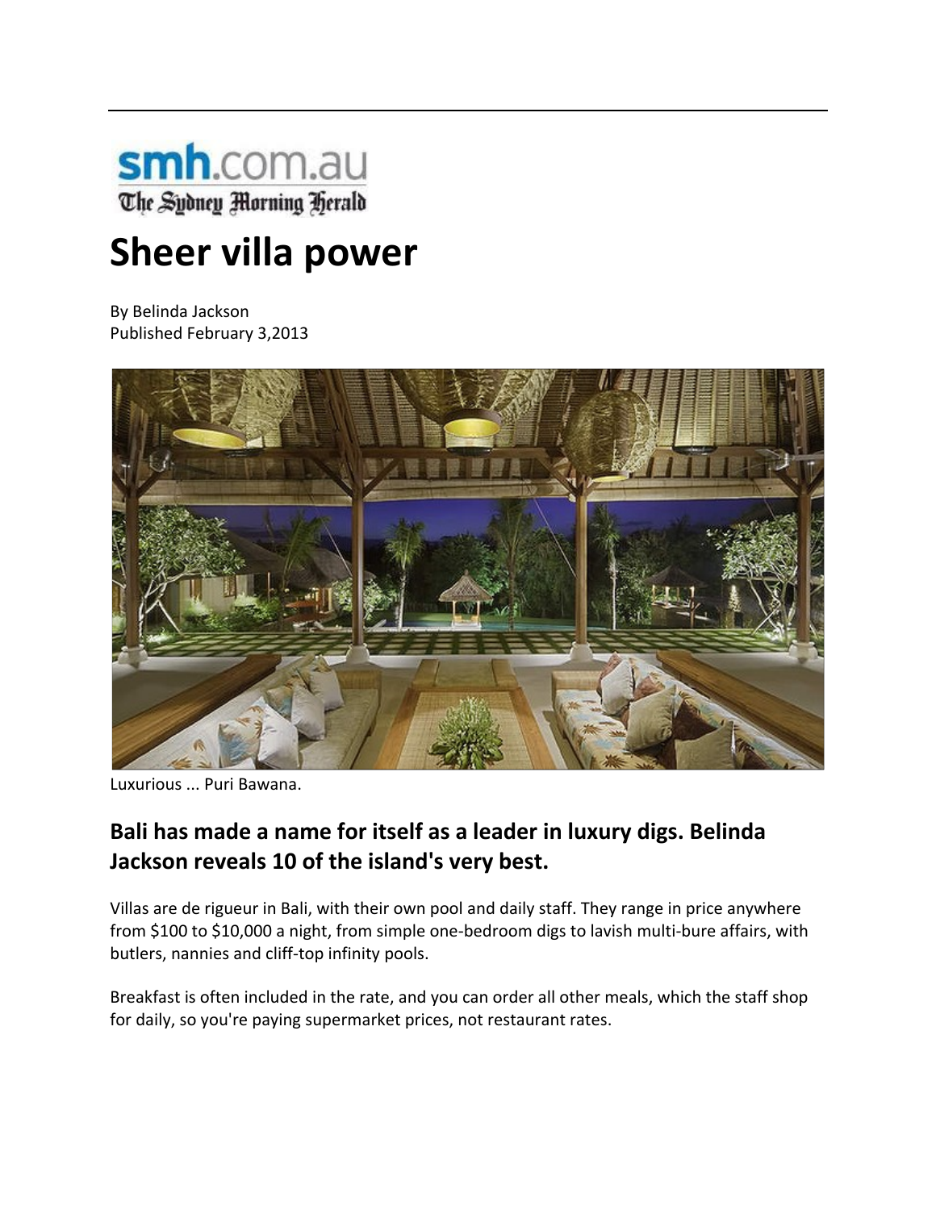smh.com.au
The Sydney Morning Herald

# Sheer villa power

By Belinda Jackson
Published February 3,2013

Luxurious ... Puri Bawana.

## Bali has made a name for itself as a leader in luxury digs. Belinda Jackson reveals 10 of the island's very best.

Villas are de rigueur in Bali, with their own pool and daily staff. They range in price anywhere from $100 to $10,000 a night, from simple one-bedroom digs to lavish multi-bure affairs, with butlers, nannies and cliff-top infinity pools.

Breakfast is often included in the rate, and you can order all other meals, which the staff shop for daily, so you're paying supermarket prices, not restaurant rates.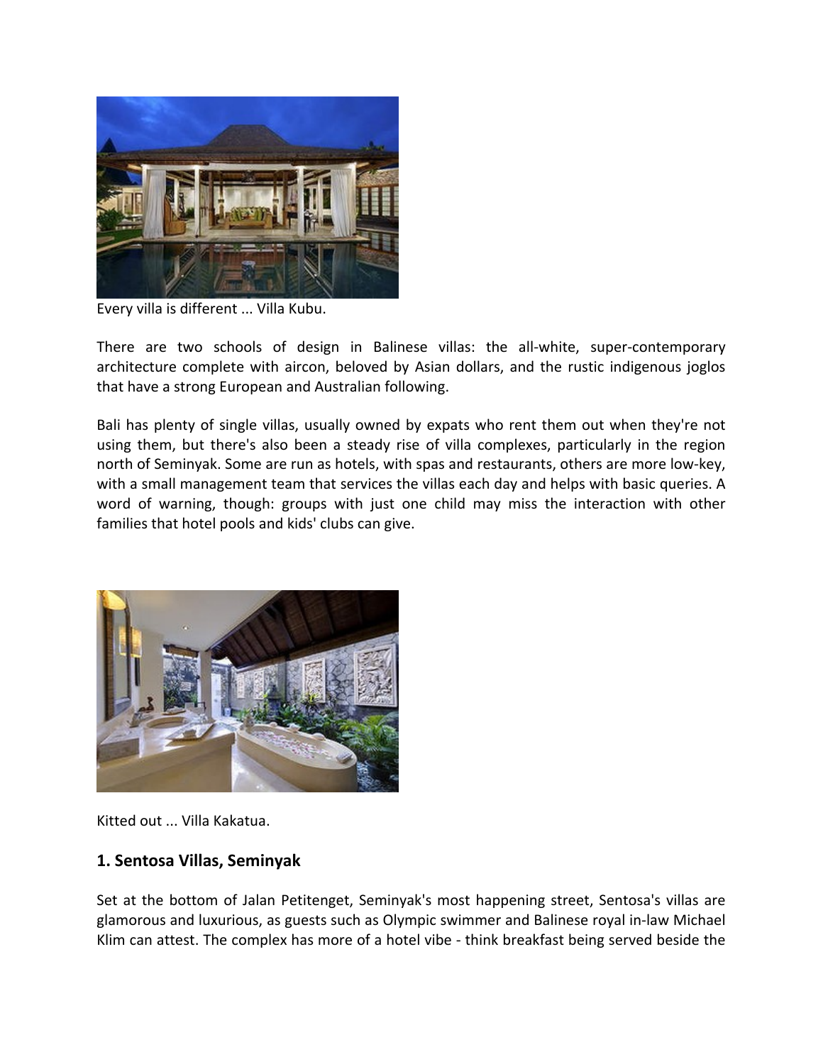Every villa is different ... Villa Kubu.

There are two schools of design in Balinese villas: the all-white, super-contemporary architecture complete with aircon, beloved by Asian dollars, and the rustic indigenous joglos that have a strong European and Australian following.

Bali has plenty of single villas, usually owned by expats who rent them out when they're not using them, but there's also been a steady rise of villa complexes, particularly in the region north of Seminyak. Some are run as hotels, with spas and restaurants, others are more low-key, with a small management team that services the villas each day and helps with basic queries. A word of warning, though: groups with just one child may miss the interaction with other families that hotel pools and kids' clubs can give.

Kitted out ... Villa Kakatua.

## 1. Sentosa Villas, Seminyak

Set at the bottom of Jalan Petitenget, Seminyak's most happening street, Sentosa's villas are glamorous and luxurious, as guests such as Olympic swimmer and Balinese royal in-law Michael Klim can attest. The complex has more of a hotel vibe - think breakfast being served beside the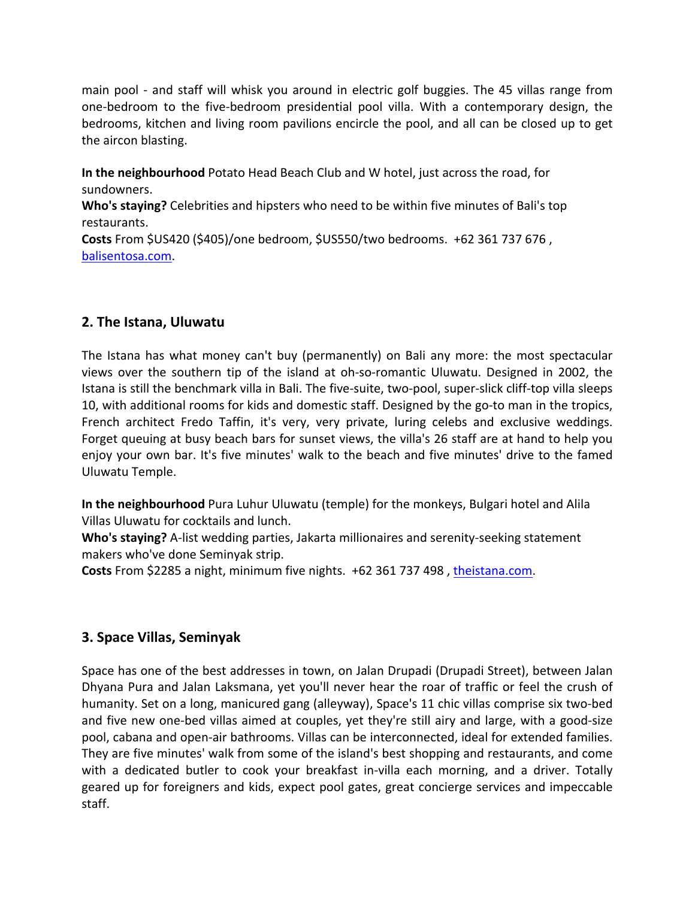main pool - and staff will whisk you around in electric golf buggies. The 45 villas range from one-bedroom to the five-bedroom presidential pool villa. With a contemporary design, the bedrooms, kitchen and living room pavilions encircle the pool, and all can be closed up to get the aircon blasting.

**In the neighbourhood** Potato Head Beach Club and W hotel, just across the road, for sundowners.
**Who's staying?** Celebrities and hipsters who need to be within five minutes of Bali's top restaurants.
**Costs** From $US420 ($405)/one bedroom, $US550/two bedrooms. +62 361 737 676 , balisentosa.com.

## 2. The Istana, Uluwatu

The Istana has what money can't buy (permanently) on Bali any more: the most spectacular views over the southern tip of the island at oh-so-romantic Uluwatu. Designed in 2002, the Istana is still the benchmark villa in Bali. The five-suite, two-pool, super-slick cliff-top villa sleeps 10, with additional rooms for kids and domestic staff. Designed by the go-to man in the tropics, French architect Fredo Taffin, it's very, very private, luring celebs and exclusive weddings. Forget queuing at busy beach bars for sunset views, the villa's 26 staff are at hand to help you enjoy your own bar. It's five minutes' walk to the beach and five minutes' drive to the famed Uluwatu Temple.

**In the neighbourhood** Pura Luhur Uluwatu (temple) for the monkeys, Bulgari hotel and Alila Villas Uluwatu for cocktails and lunch.
**Who's staying?** A-list wedding parties, Jakarta millionaires and serenity-seeking statement makers who've done Seminyak strip.
**Costs** From $2285 a night, minimum five nights. +62 361 737 498 , theistana.com.

## 3. Space Villas, Seminyak

Space has one of the best addresses in town, on Jalan Drupadi (Drupadi Street), between Jalan Dhyana Pura and Jalan Laksmana, yet you'll never hear the roar of traffic or feel the crush of humanity. Set on a long, manicured gang (alleyway), Space's 11 chic villas comprise six two-bed and five new one-bed villas aimed at couples, yet they're still airy and large, with a good-size pool, cabana and open-air bathrooms. Villas can be interconnected, ideal for extended families. They are five minutes' walk from some of the island's best shopping and restaurants, and come with a dedicated butler to cook your breakfast in-villa each morning, and a driver. Totally geared up for foreigners and kids, expect pool gates, great concierge services and impeccable staff.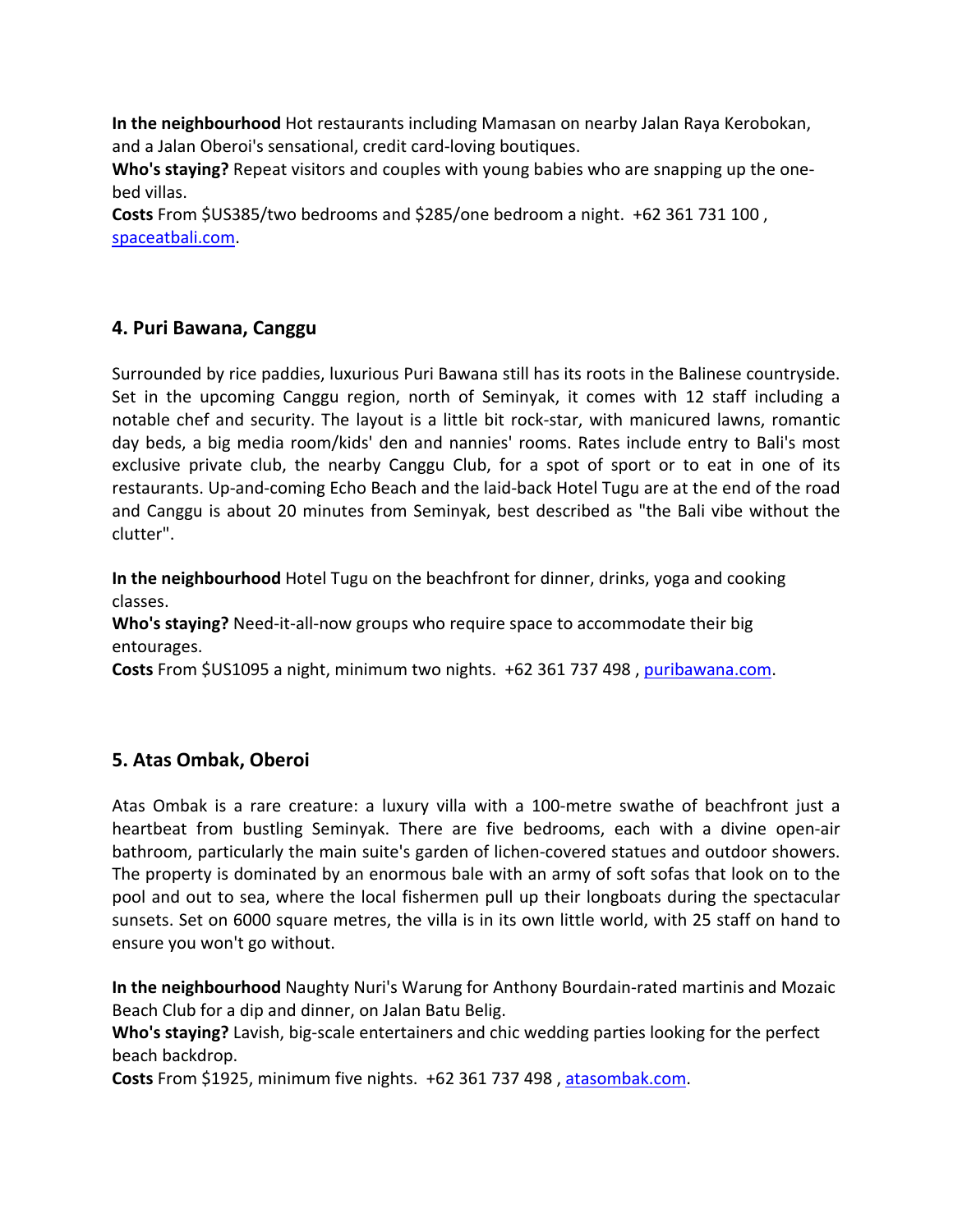**In the neighbourhood** Hot restaurants including Mamasan on nearby Jalan Raya Kerobokan, and a Jalan Oberoi's sensational, credit card-loving boutiques.
**Who's staying?** Repeat visitors and couples with young babies who are snapping up the one-bed villas.
**Costs** From $US385/two bedrooms and $285/one bedroom a night. +62 361 731 100 , [spaceatbali.com](spaceatbali.com).

## 4. Puri Bawana, Canggu

Surrounded by rice paddies, luxurious Puri Bawana still has its roots in the Balinese countryside. Set in the upcoming Canggu region, north of Seminyak, it comes with 12 staff including a notable chef and security. The layout is a little bit rock-star, with manicured lawns, romantic day beds, a big media room/kids' den and nannies' rooms. Rates include entry to Bali's most exclusive private club, the nearby Canggu Club, for a spot of sport or to eat in one of its restaurants. Up-and-coming Echo Beach and the laid-back Hotel Tugu are at the end of the road and Canggu is about 20 minutes from Seminyak, best described as "the Bali vibe without the clutter".

**In the neighbourhood** Hotel Tugu on the beachfront for dinner, drinks, yoga and cooking classes.
**Who's staying?** Need-it-all-now groups who require space to accommodate their big entourages.
**Costs** From $US1095 a night, minimum two nights. +62 361 737 498 , [puribawana.com](puribawana.com).

## 5. Atas Ombak, Oberoi

Atas Ombak is a rare creature: a luxury villa with a 100-metre swathe of beachfront just a heartbeat from bustling Seminyak. There are five bedrooms, each with a divine open-air bathroom, particularly the main suite's garden of lichen-covered statues and outdoor showers. The property is dominated by an enormous bale with an army of soft sofas that look on to the pool and out to sea, where the local fishermen pull up their longboats during the spectacular sunsets. Set on 6000 square metres, the villa is in its own little world, with 25 staff on hand to ensure you won't go without.

**In the neighbourhood** Naughty Nuri's Warung for Anthony Bourdain-rated martinis and Mozaic Beach Club for a dip and dinner, on Jalan Batu Belig.
**Who's staying?** Lavish, big-scale entertainers and chic wedding parties looking for the perfect beach backdrop.
**Costs** From $1925, minimum five nights. +62 361 737 498 , [atasombak.com](atasombak.com).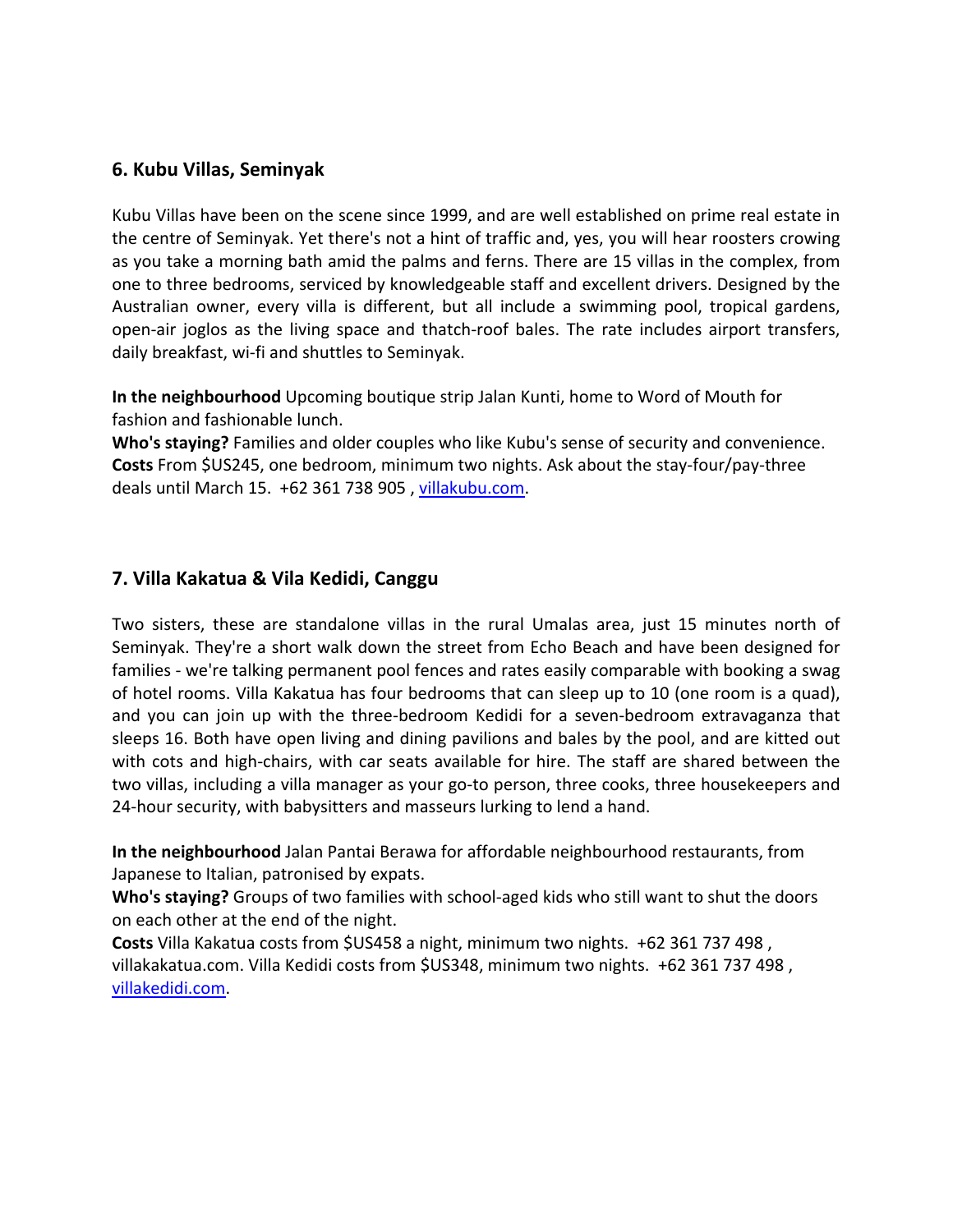## 6. Kubu Villas, Seminyak

Kubu Villas have been on the scene since 1999, and are well established on prime real estate in the centre of Seminyak. Yet there's not a hint of traffic and, yes, you will hear roosters crowing as you take a morning bath amid the palms and ferns. There are 15 villas in the complex, from one to three bedrooms, serviced by knowledgeable staff and excellent drivers. Designed by the Australian owner, every villa is different, but all include a swimming pool, tropical gardens, open-air joglos as the living space and thatch-roof bales. The rate includes airport transfers, daily breakfast, wi-fi and shuttles to Seminyak.

**In the neighbourhood** Upcoming boutique strip Jalan Kunti, home to Word of Mouth for fashion and fashionable lunch.
**Who's staying?** Families and older couples who like Kubu's sense of security and convenience.
**Costs** From $US245, one bedroom, minimum two nights. Ask about the stay-four/pay-three deals until March 15. +62 361 738 905 , [villakubu.com](villakubu.com).

## 7. Villa Kakatua & Vila Kedidi, Canggu

Two sisters, these are standalone villas in the rural Umalas area, just 15 minutes north of Seminyak. They're a short walk down the street from Echo Beach and have been designed for families - we're talking permanent pool fences and rates easily comparable with booking a swag of hotel rooms. Villa Kakatua has four bedrooms that can sleep up to 10 (one room is a quad), and you can join up with the three-bedroom Kedidi for a seven-bedroom extravaganza that sleeps 16. Both have open living and dining pavilions and bales by the pool, and are kitted out with cots and high-chairs, with car seats available for hire. The staff are shared between the two villas, including a villa manager as your go-to person, three cooks, three housekeepers and 24-hour security, with babysitters and masseurs lurking to lend a hand.

**In the neighbourhood** Jalan Pantai Berawa for affordable neighbourhood restaurants, from Japanese to Italian, patronised by expats.
**Who's staying?** Groups of two families with school-aged kids who still want to shut the doors on each other at the end of the night.
**Costs** Villa Kakatua costs from $US458 a night, minimum two nights. +62 361 737 498 , villakakatua.com. Villa Kedidi costs from $US348, minimum two nights. +62 361 737 498 , [villakedidi.com](villakedidi.com).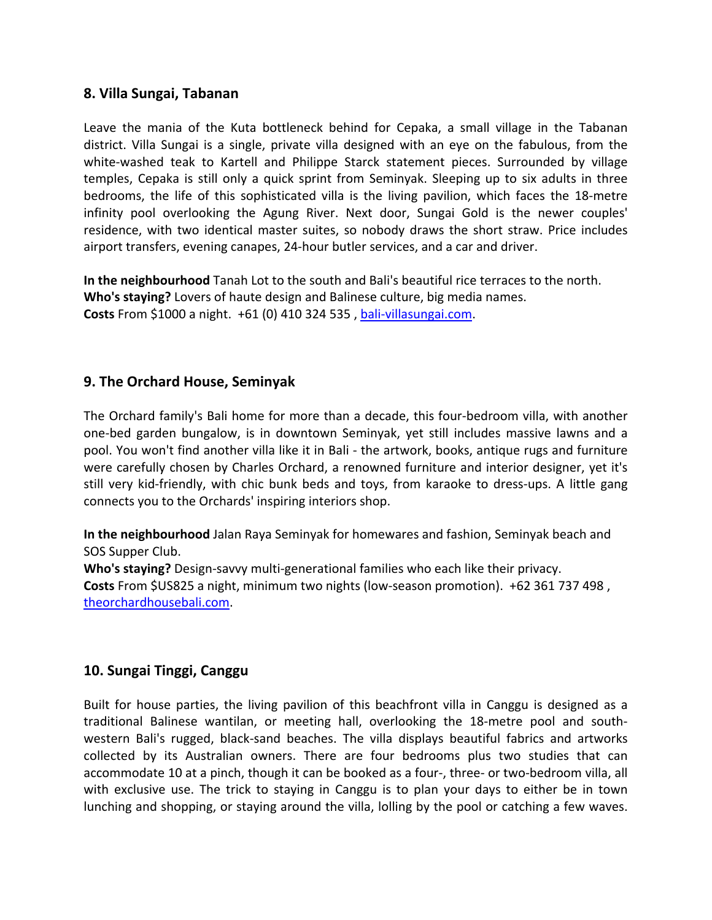## 8. Villa Sungai, Tabanan

Leave the mania of the Kuta bottleneck behind for Cepaka, a small village in the Tabanan district. Villa Sungai is a single, private villa designed with an eye on the fabulous, from the white-washed teak to Kartell and Philippe Starck statement pieces. Surrounded by village temples, Cepaka is still only a quick sprint from Seminyak. Sleeping up to six adults in three bedrooms, the life of this sophisticated villa is the living pavilion, which faces the 18-metre infinity pool overlooking the Agung River. Next door, Sungai Gold is the newer couples' residence, with two identical master suites, so nobody draws the short straw. Price includes airport transfers, evening canapes, 24-hour butler services, and a car and driver.

**In the neighbourhood** Tanah Lot to the south and Bali's beautiful rice terraces to the north.
**Who's staying?** Lovers of haute design and Balinese culture, big media names.
**Costs** From $1000 a night. +61 (0) 410 324 535 , [bali-villasungai.com](bali-villasungai.com).

## 9. The Orchard House, Seminyak

The Orchard family's Bali home for more than a decade, this four-bedroom villa, with another one-bed garden bungalow, is in downtown Seminyak, yet still includes massive lawns and a pool. You won't find another villa like it in Bali - the artwork, books, antique rugs and furniture were carefully chosen by Charles Orchard, a renowned furniture and interior designer, yet it's still very kid-friendly, with chic bunk beds and toys, from karaoke to dress-ups. A little gang connects you to the Orchards' inspiring interiors shop.

**In the neighbourhood** Jalan Raya Seminyak for homewares and fashion, Seminyak beach and SOS Supper Club.
**Who's staying?** Design-savvy multi-generational families who each like their privacy.
**Costs** From $US825 a night, minimum two nights (low-season promotion). +62 361 737 498 , [theorchardhousebali.com](theorchardhousebali.com).

## 10. Sungai Tinggi, Canggu

Built for house parties, the living pavilion of this beachfront villa in Canggu is designed as a traditional Balinese wantilan, or meeting hall, overlooking the 18-metre pool and south-western Bali's rugged, black-sand beaches. The villa displays beautiful fabrics and artworks collected by its Australian owners. There are four bedrooms plus two studies that can accommodate 10 at a pinch, though it can be booked as a four-, three- or two-bedroom villa, all with exclusive use. The trick to staying in Canggu is to plan your days to either be in town lunching and shopping, or staying around the villa, lolling by the pool or catching a few waves.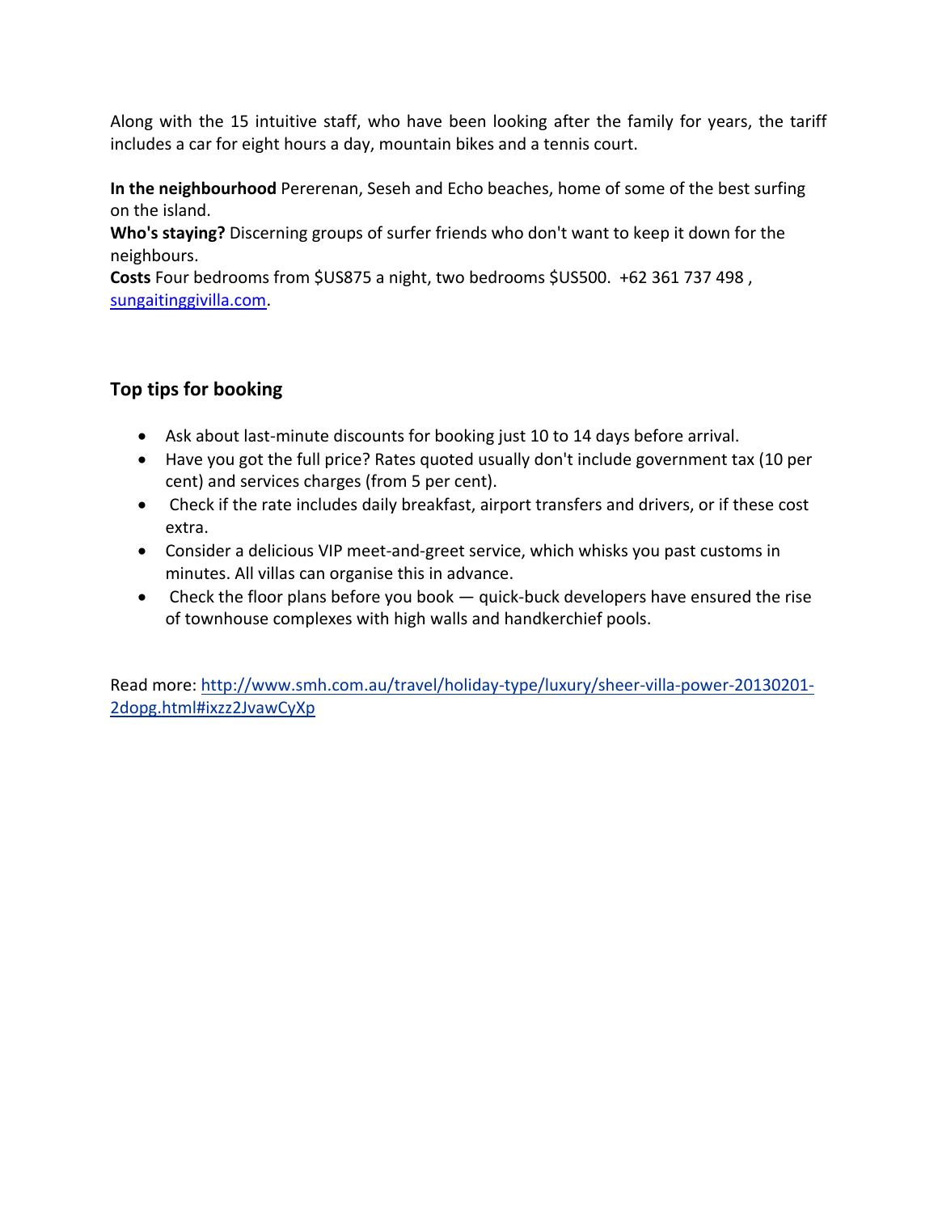Along with the 15 intuitive staff, who have been looking after the family for years, the tariff includes a car for eight hours a day, mountain bikes and a tennis court.

**In the neighbourhood** Pererenan, Seseh and Echo beaches, home of some of the best surfing on the island.
**Who's staying?** Discerning groups of surfer friends who don't want to keep it down for the neighbours.
**Costs** Four bedrooms from $US875 a night, two bedrooms $US500. +62 361 737 498 , [sungaitinggivilla.com](sungaitinggivilla.com).

## Top tips for booking

- Ask about last-minute discounts for booking just 10 to 14 days before arrival.
- Have you got the full price? Rates quoted usually don't include government tax (10 per cent) and services charges (from 5 per cent).
- Check if the rate includes daily breakfast, airport transfers and drivers, or if these cost extra.
- Consider a delicious VIP meet-and-greet service, which whisks you past customs in minutes. All villas can organise this in advance.
- Check the floor plans before you book — quick-buck developers have ensured the rise of townhouse complexes with high walls and handkerchief pools.

Read more: [http://www.smh.com.au/travel/holiday-type/luxury/sheer-villa-power-20130201-2dopg.html#ixzz2JvawCyXp](http://www.smh.com.au/travel/holiday-type/luxury/sheer-villa-power-20130201-2dopg.html#ixzz2JvawCyXp)